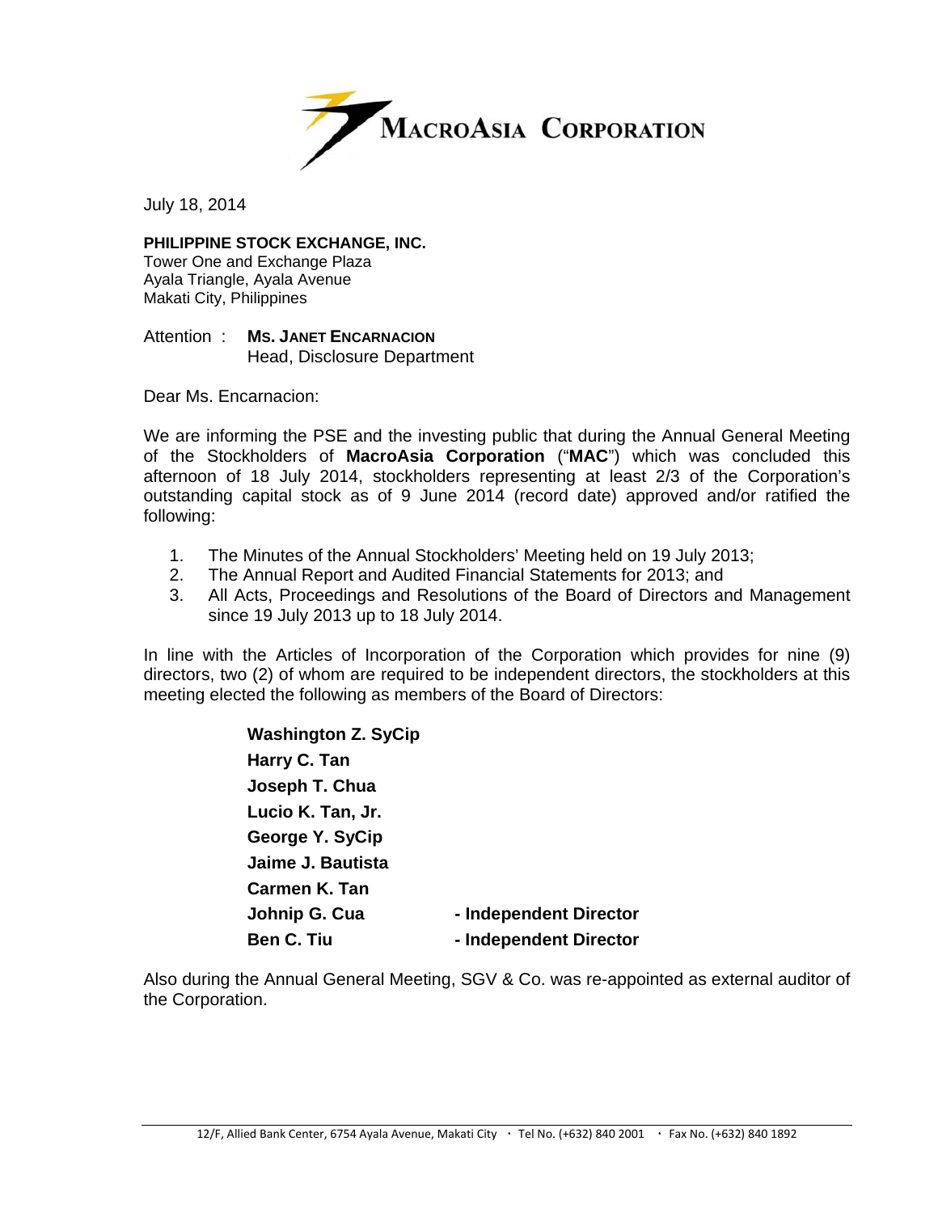**MacroAsia Corporation**

July 18, 2014

**PHILIPPINE STOCK EXCHANGE, INC.**
Tower One and Exchange Plaza
Ayala Triangle, Ayala Avenue
Makati City, Philippines

Attention : **Ms. Janet Encarnacion**
Head, Disclosure Department

Dear Ms. Encarnacion:

We are informing the PSE and the investing public that during the Annual General Meeting of the Stockholders of **MacroAsia Corporation** ("**MAC**") which was concluded this afternoon of 18 July 2014, stockholders representing at least 2/3 of the Corporation's outstanding capital stock as of 9 June 2014 (record date) approved and/or ratified the following:

1. The Minutes of the Annual Stockholders' Meeting held on 19 July 2013;
2. The Annual Report and Audited Financial Statements for 2013; and
3. All Acts, Proceedings and Resolutions of the Board of Directors and Management since 19 July 2013 up to 18 July 2014.

In line with the Articles of Incorporation of the Corporation which provides for nine (9) directors, two (2) of whom are required to be independent directors, the stockholders at this meeting elected the following as members of the Board of Directors:

**Washington Z. SyCip**
**Harry C. Tan**
**Joseph T. Chua**
**Lucio K. Tan, Jr.**
**George Y. SyCip**
**Jaime J. Bautista**
**Carmen K. Tan**
**Johnip G. Cua** **- Independent Director**
**Ben C. Tiu** **- Independent Director**

Also during the Annual General Meeting, SGV & Co. was re-appointed as external auditor of the Corporation.

12/F, Allied Bank Center, 6754 Ayala Avenue, Makati City · Tel No. (+632) 840 2001 · Fax No. (+632) 840 1892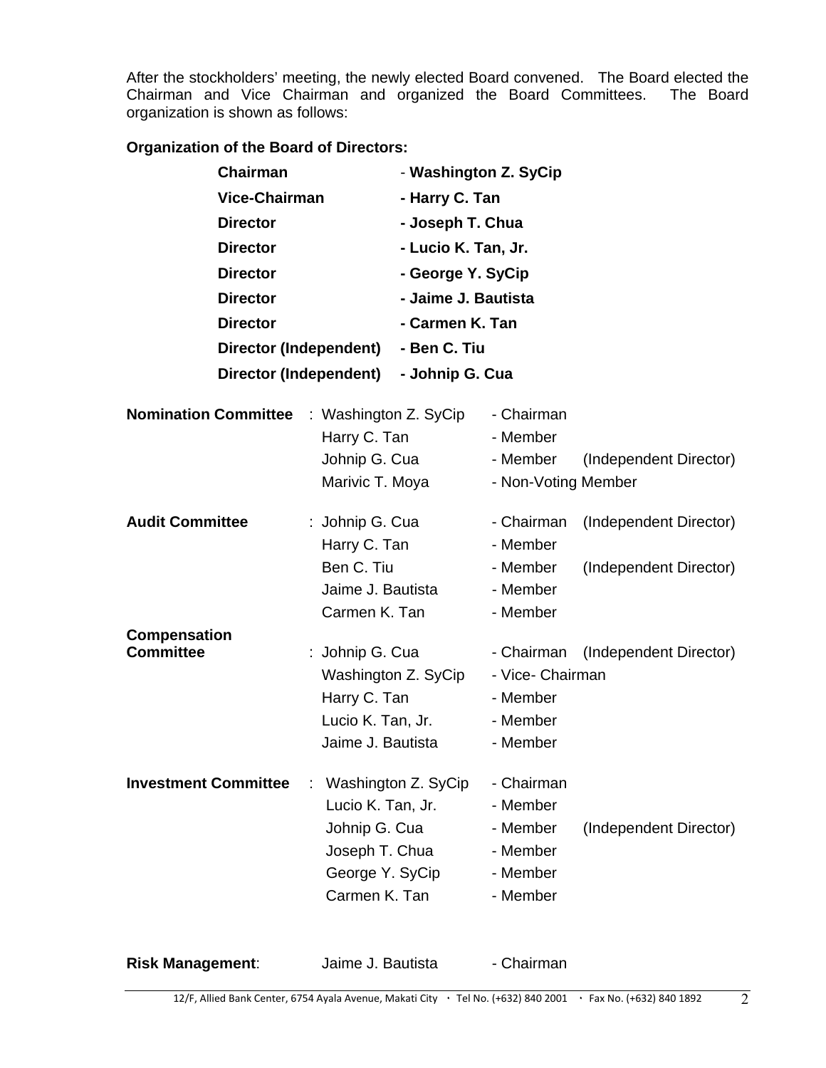After the stockholders' meeting, the newly elected Board convened. The Board elected the Chairman and Vice Chairman and organized the Board Committees. The Board organization is shown as follows:

**Organization of the Board of Directors:**

| | |
|---|---|
| **Chairman** | - **Washington Z. SyCip** |
| **Vice-Chairman** | **- Harry C. Tan** |
| **Director** | **- Joseph T. Chua** |
| **Director** | **- Lucio K. Tan, Jr.** |
| **Director** | **- George Y. SyCip** |
| **Director** | **- Jaime J. Bautista** |
| **Director** | **- Carmen K. Tan** |
| **Director (Independent)** | **- Ben C. Tiu** |
| **Director (Independent)** | **- Johnip G. Cua** |

| | | | |
|---|---|---|---|
| **Nomination Committee** | : Washington Z. SyCip | - Chairman | |
| | Harry C. Tan | - Member | |
| | Johnip G. Cua | - Member | (Independent Director) |
| | Marivic T. Moya | - Non-Voting Member | |
| **Audit Committee** | : Johnip G. Cua | - Chairman | (Independent Director) |
| | Harry C. Tan | - Member | |
| | Ben C. Tiu | - Member | (Independent Director) |
| | Jaime J. Bautista | - Member | |
| | Carmen K. Tan | - Member | |
| **Compensation Committee** | : Johnip G. Cua | - Chairman | (Independent Director) |
| | Washington Z. SyCip | - Vice- Chairman | |
| | Harry C. Tan | - Member | |
| | Lucio K. Tan, Jr. | - Member | |
| | Jaime J. Bautista | - Member | |
| **Investment Committee** | : Washington Z. SyCip | - Chairman | |
| | Lucio K. Tan, Jr. | - Member | |
| | Johnip G. Cua | - Member | (Independent Director) |
| | Joseph T. Chua | - Member | |
| | George Y. SyCip | - Member | |
| | Carmen K. Tan | - Member | |
| **Risk Management**: | Jaime J. Bautista | - Chairman | |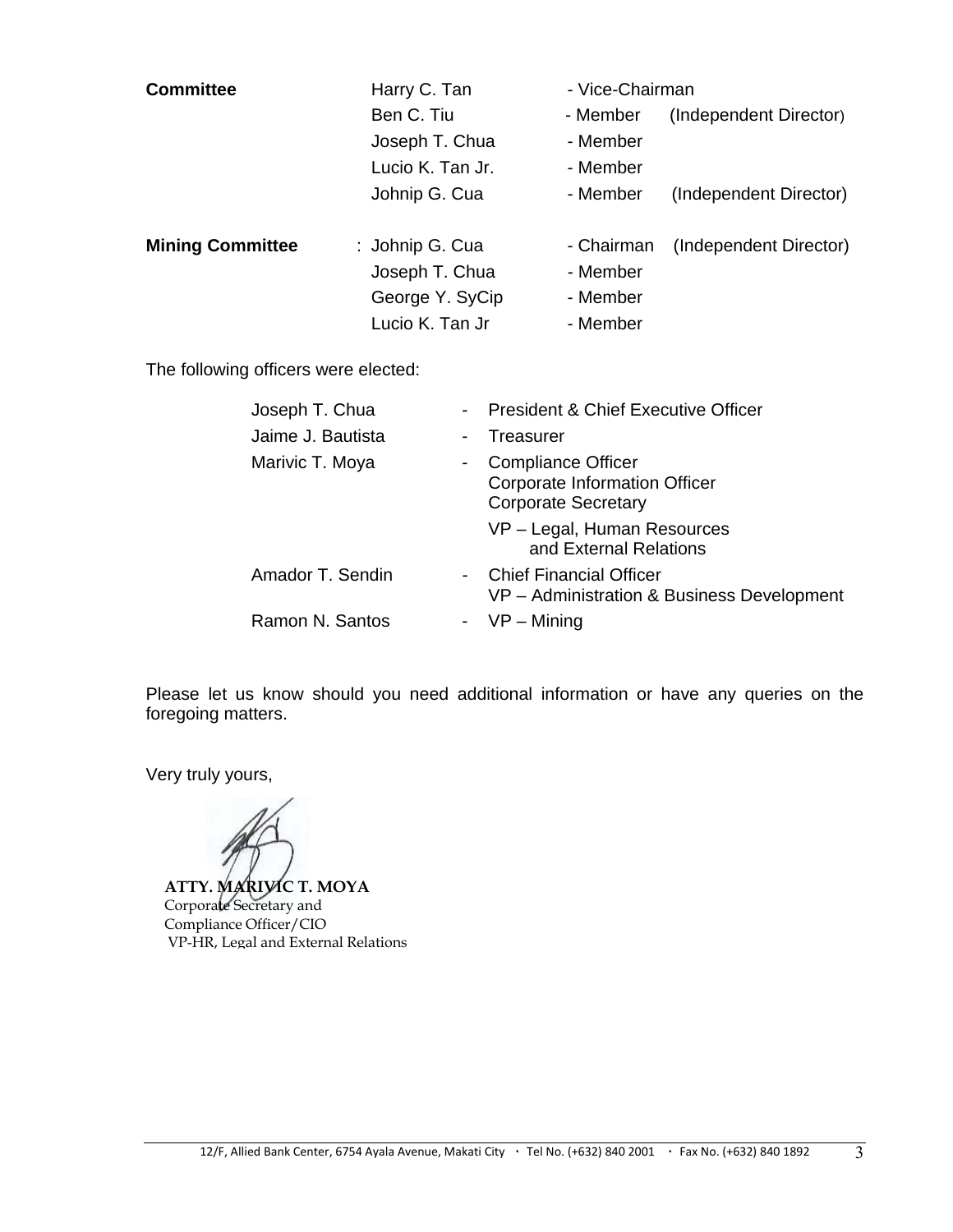| | | | |
|---|---|---|---|
| **Committee** | Harry C. Tan | - Vice-Chairman | |
| | Ben C. Tiu | - Member | (Independent Director) |
| | Joseph T. Chua | - Member | |
| | Lucio K. Tan Jr. | - Member | |
| | Johnip G. Cua | - Member | (Independent Director) |
| **Mining Committee** | : Johnip G. Cua | - Chairman | (Independent Director) |
| | Joseph T. Chua | - Member | |
| | George Y. SyCip | - Member | |
| | Lucio K. Tan Jr | - Member | |

The following officers were elected:

| | | |
|---|---|---|
| Joseph T. Chua | - | President & Chief Executive Officer |
| Jaime J. Bautista | - | Treasurer |
| Marivic T. Moya | - | Compliance Officer<br>Corporate Information Officer<br>Corporate Secretary<br>VP – Legal, Human Resources and External Relations |
| Amador T. Sendin | - | Chief Financial Officer<br>VP – Administration & Business Development |
| Ramon N. Santos | - | VP – Mining |

Please let us know should you need additional information or have any queries on the foregoing matters.

Very truly yours,

**ATTY. MARIVIC T. MOYA**
Corporate Secretary and
Compliance Officer/CIO
VP-HR, Legal and External Relations

12/F, Allied Bank Center, 6754 Ayala Avenue, Makati City · Tel No. (+632) 840 2001 · Fax No. (+632) 840 1892